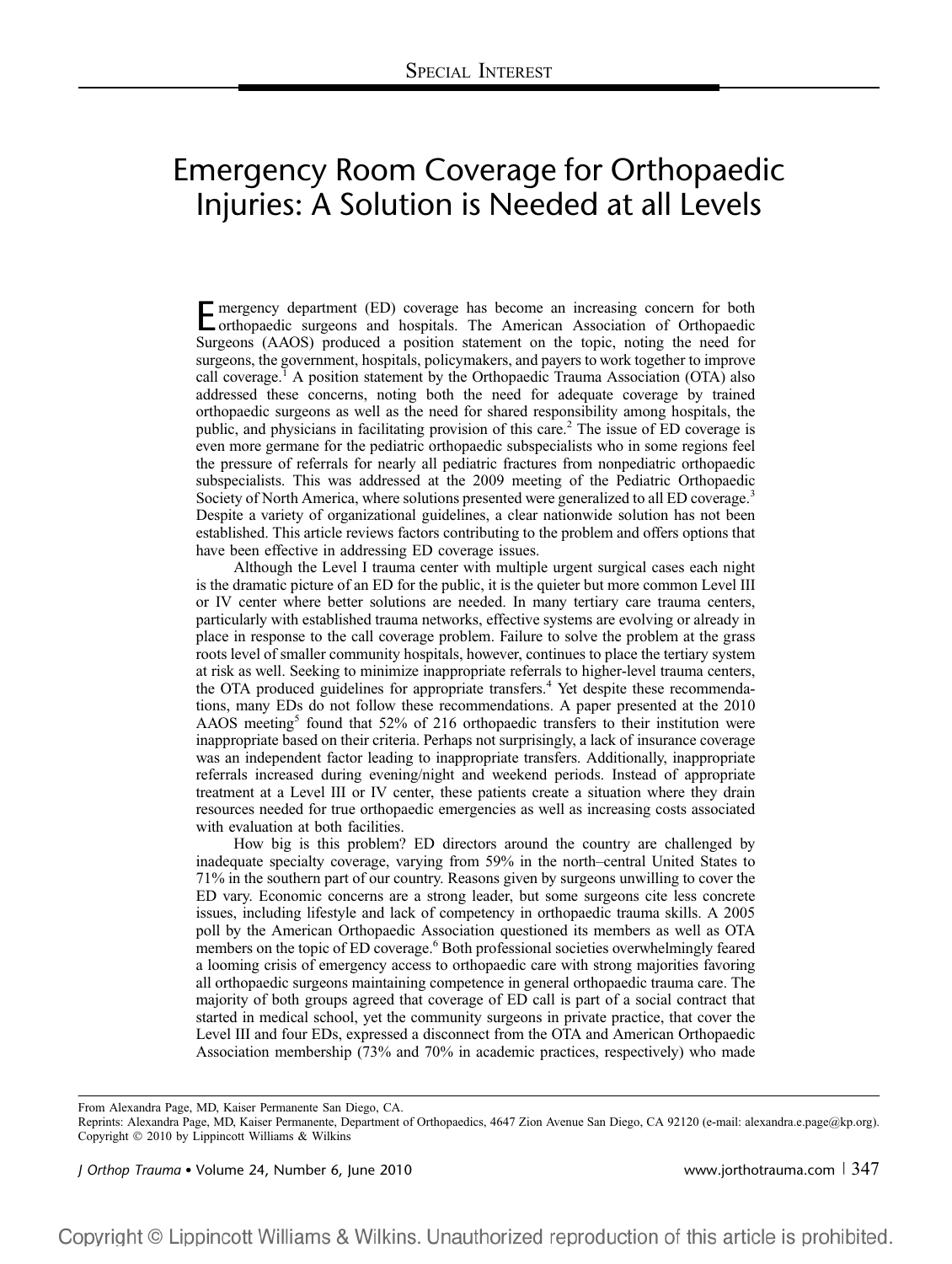# Emergency Room Coverage for Orthopaedic Injuries: A Solution is Needed at all Levels

Emergency department (ED) coverage has become an increasing concern for both orthopaedic surgeons and hospitals. The American Association of Orthopaedic Surgeons (AAOS) produced a position statement on the topic, noting the need for surgeons, the government, hospitals, policymakers, and payers to work together to improve call coverage.[1] A position statement by the Orthopaedic Trauma Association (OTA) also addressed these concerns, noting both the need for adequate coverage by trained orthopaedic surgeons as well as the need for shared responsibility among hospitals, the public, and physicians in facilitating provision of this care.[2] The issue of ED coverage is even more germane for the pediatric orthopaedic subspecialists who in some regions feel the pressure of referrals for nearly all pediatric fractures from nonpediatric orthopaedic subspecialists. This was addressed at the 2009 meeting of the Pediatric Orthopaedic Society of North America, where solutions presented were generalized to all ED coverage.[3] Despite a variety of organizational guidelines, a clear nationwide solution has not been established. This article reviews factors contributing to the problem and offers options that have been effective in addressing ED coverage issues.

Although the Level I trauma center with multiple urgent surgical cases each night is the dramatic picture of an ED for the public, it is the quieter but more common Level III or IV center where better solutions are needed. In many tertiary care trauma centers, particularly with established trauma networks, effective systems are evolving or already in place in response to the call coverage problem. Failure to solve the problem at the grass roots level of smaller community hospitals, however, continues to place the tertiary system at risk as well. Seeking to minimize inappropriate referrals to higher-level trauma centers, the OTA produced guidelines for appropriate transfers.[4] Yet despite these recommendations, many EDs do not follow these recommendations. A paper presented at the 2010 AAOS meeting[5] found that 52% of 216 orthopaedic transfers to their institution were inappropriate based on their criteria. Perhaps not surprisingly, a lack of insurance coverage was an independent factor leading to inappropriate transfers. Additionally, inappropriate referrals increased during evening/night and weekend periods. Instead of appropriate treatment at a Level III or IV center, these patients create a situation where they drain resources needed for true orthopaedic emergencies as well as increasing costs associated with evaluation at both facilities.

How big is this problem? ED directors around the country are challenged by inadequate specialty coverage, varying from 59% in the north–central United States to 71% in the southern part of our country. Reasons given by surgeons unwilling to cover the ED vary. Economic concerns are a strong leader, but some surgeons cite less concrete issues, including lifestyle and lack of competency in orthopaedic trauma skills. A 2005 poll by the American Orthopaedic Association questioned its members as well as OTA members on the topic of ED coverage.[6] Both professional societies overwhelmingly feared a looming crisis of emergency access to orthopaedic care with strong majorities favoring all orthopaedic surgeons maintaining competence in general orthopaedic trauma care. The majority of both groups agreed that coverage of ED call is part of a social contract that started in medical school, yet the community surgeons in private practice, that cover the Level III and four EDs, expressed a disconnect from the OTA and American Orthopaedic Association membership (73% and 70% in academic practices, respectively) who made

From Alexandra Page, MD, Kaiser Permanente San Diego, CA.

Reprints: Alexandra Page, MD, Kaiser Permanente, Department of Orthopaedics, 4647 Zion Avenue San Diego, CA 92120 (e-mail: alexandra.e.page@kp.org).

Copyright © 2010 by Lippincott Williams & Wilkins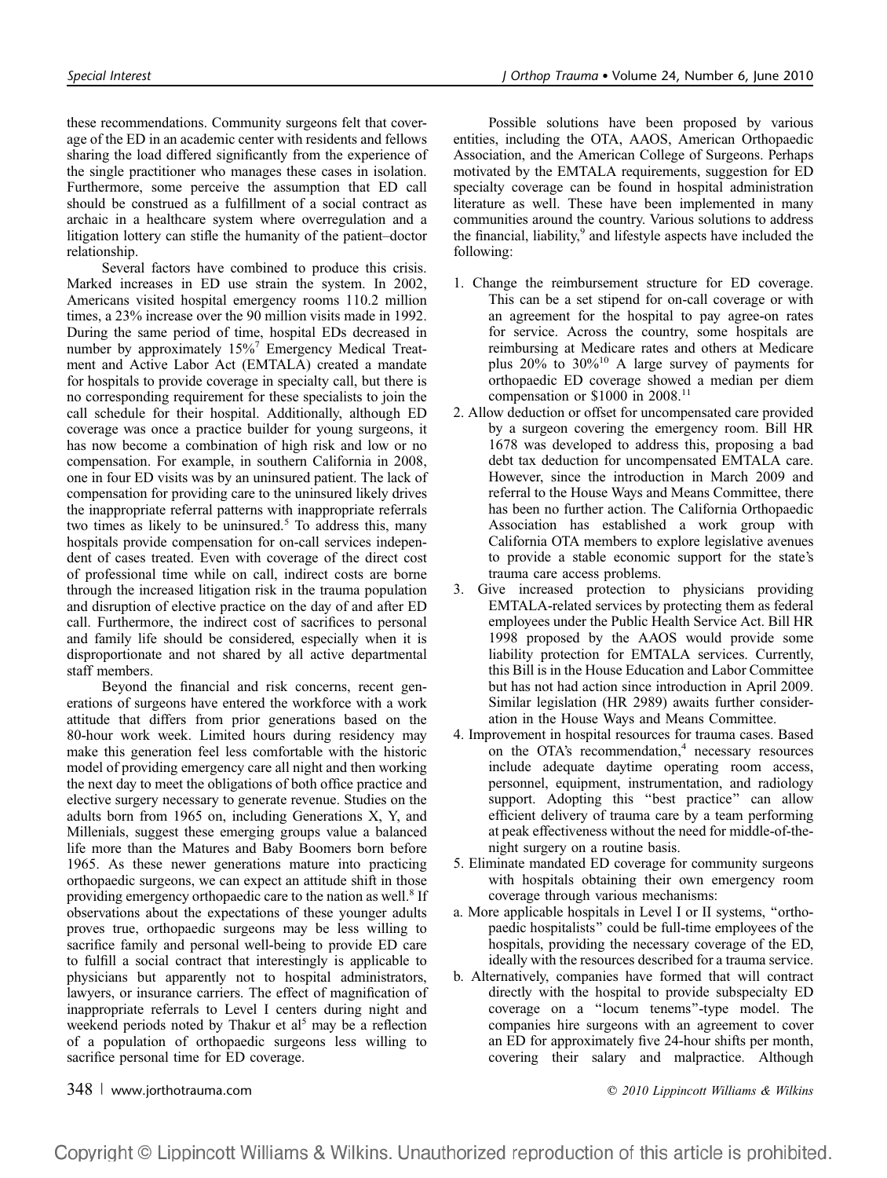these recommendations. Community surgeons felt that coverage of the ED in an academic center with residents and fellows sharing the load differed significantly from the experience of the single practitioner who manages these cases in isolation. Furthermore, some perceive the assumption that ED call should be construed as a fulfillment of a social contract as archaic in a healthcare system where overregulation and a litigation lottery can stifle the humanity of the patient–doctor relationship.

Several factors have combined to produce this crisis. Marked increases in ED use strain the system. In 2002, Americans visited hospital emergency rooms 110.2 million times, a 23% increase over the 90 million visits made in 1992. During the same period of time, hospital EDs decreased in number by approximately 15%[7] Emergency Medical Treatment and Active Labor Act (EMTALA) created a mandate for hospitals to provide coverage in specialty call, but there is no corresponding requirement for these specialists to join the call schedule for their hospital. Additionally, although ED coverage was once a practice builder for young surgeons, it has now become a combination of high risk and low or no compensation. For example, in southern California in 2008, one in four ED visits was by an uninsured patient. The lack of compensation for providing care to the uninsured likely drives the inappropriate referral patterns with inappropriate referrals two times as likely to be uninsured.[5] To address this, many hospitals provide compensation for on-call services independent of cases treated. Even with coverage of the direct cost of professional time while on call, indirect costs are borne through the increased litigation risk in the trauma population and disruption of elective practice on the day of and after ED call. Furthermore, the indirect cost of sacrifices to personal and family life should be considered, especially when it is disproportionate and not shared by all active departmental staff members.

Beyond the financial and risk concerns, recent generations of surgeons have entered the workforce with a work attitude that differs from prior generations based on the 80-hour work week. Limited hours during residency may make this generation feel less comfortable with the historic model of providing emergency care all night and then working the next day to meet the obligations of both office practice and elective surgery necessary to generate revenue. Studies on the adults born from 1965 on, including Generations X, Y, and Millenials, suggest these emerging groups value a balanced life more than the Matures and Baby Boomers born before 1965. As these newer generations mature into practicing orthopaedic surgeons, we can expect an attitude shift in those providing emergency orthopaedic care to the nation as well.[8] If observations about the expectations of these younger adults proves true, orthopaedic surgeons may be less willing to sacrifice family and personal well-being to provide ED care to fulfill a social contract that interestingly is applicable to physicians but apparently not to hospital administrators, lawyers, or insurance carriers. The effect of magnification of inappropriate referrals to Level I centers during night and weekend periods noted by Thakur et al[5] may be a reflection of a population of orthopaedic surgeons less willing to sacrifice personal time for ED coverage.

Possible solutions have been proposed by various entities, including the OTA, AAOS, American Orthopaedic Association, and the American College of Surgeons. Perhaps motivated by the EMTALA requirements, suggestion for ED specialty coverage can be found in hospital administration literature as well. These have been implemented in many communities around the country. Various solutions to address the financial, liability,[9] and lifestyle aspects have included the following:

1. Change the reimbursement structure for ED coverage. This can be a set stipend for on-call coverage or with an agreement for the hospital to pay agree-on rates for service. Across the country, some hospitals are reimbursing at Medicare rates and others at Medicare plus 20% to 30%[10] A large survey of payments for orthopaedic ED coverage showed a median per diem compensation or $1000 in 2008.[11]
2. Allow deduction or offset for uncompensated care provided by a surgeon covering the emergency room. Bill HR 1678 was developed to address this, proposing a bad debt tax deduction for uncompensated EMTALA care. However, since the introduction in March 2009 and referral to the House Ways and Means Committee, there has been no further action. The California Orthopaedic Association has established a work group with California OTA members to explore legislative avenues to provide a stable economic support for the state's trauma care access problems.
3. Give increased protection to physicians providing EMTALA-related services by protecting them as federal employees under the Public Health Service Act. Bill HR 1998 proposed by the AAOS would provide some liability protection for EMTALA services. Currently, this Bill is in the House Education and Labor Committee but has not had action since introduction in April 2009. Similar legislation (HR 2989) awaits further consideration in the House Ways and Means Committee.
4. Improvement in hospital resources for trauma cases. Based on the OTA's recommendation,[4] necessary resources include adequate daytime operating room access, personnel, equipment, instrumentation, and radiology support. Adopting this "best practice" can allow efficient delivery of trauma care by a team performing at peak effectiveness without the need for middle-of-the-night surgery on a routine basis.
5. Eliminate mandated ED coverage for community surgeons with hospitals obtaining their own emergency room coverage through various mechanisms:
   a. More applicable hospitals in Level I or II systems, "orthopaedic hospitalists" could be full-time employees of the hospitals, providing the necessary coverage of the ED, ideally with the resources described for a trauma service.
   b. Alternatively, companies have formed that will contract directly with the hospital to provide subspecialty ED coverage on a "locum tenems"-type model. The companies hire surgeons with an agreement to cover an ED for approximately five 24-hour shifts per month, covering their salary and malpractice. Although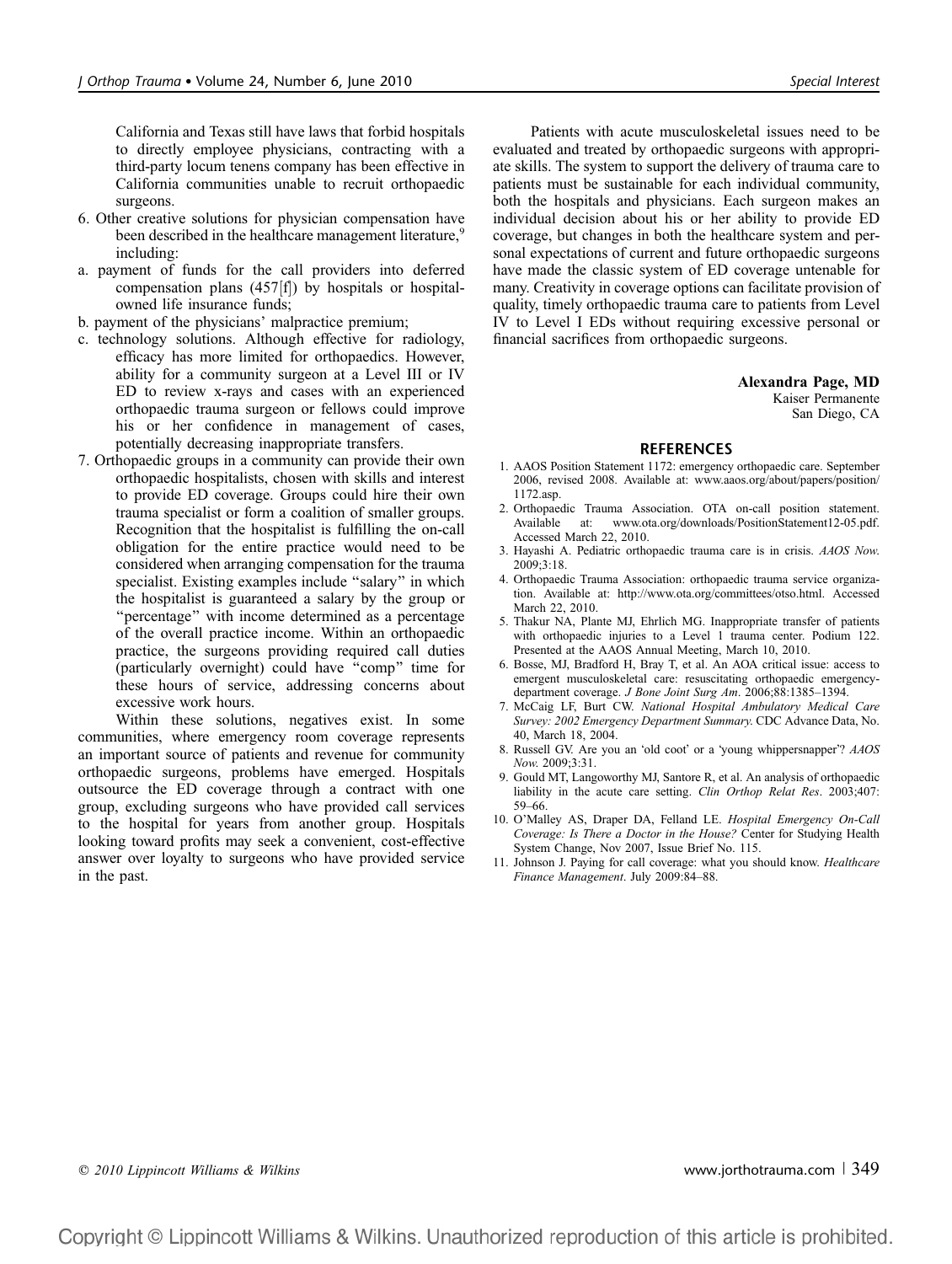California and Texas still have laws that forbid hospitals to directly employee physicians, contracting with a third-party locum tenens company has been effective in California communities unable to recruit orthopaedic surgeons.

6. Other creative solutions for physician compensation have been described in the healthcare management literature,[9] including:

a. payment of funds for the call providers into deferred compensation plans (457[f]) by hospitals or hospital-owned life insurance funds;

b. payment of the physicians' malpractice premium;

c. technology solutions. Although effective for radiology, efficacy has more limited for orthopaedics. However, ability for a community surgeon at a Level III or IV ED to review x-rays and cases with an experienced orthopaedic trauma surgeon or fellows could improve his or her confidence in management of cases, potentially decreasing inappropriate transfers.

7. Orthopaedic groups in a community can provide their own orthopaedic hospitalists, chosen with skills and interest to provide ED coverage. Groups could hire their own trauma specialist or form a coalition of smaller groups. Recognition that the hospitalist is fulfilling the on-call obligation for the entire practice would need to be considered when arranging compensation for the trauma specialist. Existing examples include "salary" in which the hospitalist is guaranteed a salary by the group or "percentage" with income determined as a percentage of the overall practice income. Within an orthopaedic practice, the surgeons providing required call duties (particularly overnight) could have "comp" time for these hours of service, addressing concerns about excessive work hours.

Within these solutions, negatives exist. In some communities, where emergency room coverage represents an important source of patients and revenue for community orthopaedic surgeons, problems have emerged. Hospitals outsource the ED coverage through a contract with one group, excluding surgeons who have provided call services to the hospital for years from another group. Hospitals looking toward profits may seek a convenient, cost-effective answer over loyalty to surgeons who have provided service in the past.

Patients with acute musculoskeletal issues need to be evaluated and treated by orthopaedic surgeons with appropriate skills. The system to support the delivery of trauma care to patients must be sustainable for each individual community, both the hospitals and physicians. Each surgeon makes an individual decision about his or her ability to provide ED coverage, but changes in both the healthcare system and personal expectations of current and future orthopaedic surgeons have made the classic system of ED coverage untenable for many. Creativity in coverage options can facilitate provision of quality, timely orthopaedic trauma care to patients from Level IV to Level I EDs without requiring excessive personal or financial sacrifices from orthopaedic surgeons.

**Alexandra Page, MD**
Kaiser Permanente
San Diego, CA

## REFERENCES

1. AAOS Position Statement 1172: emergency orthopaedic care. September 2006, revised 2008. Available at: www.aaos.org/about/papers/position/1172.asp.
2. Orthopaedic Trauma Association. OTA on-call position statement. Available at: www.ota.org/downloads/PositionStatement12-05.pdf. Accessed March 22, 2010.
3. Hayashi A. Pediatric orthopaedic trauma care is in crisis. *AAOS Now*. 2009;3:18.
4. Orthopaedic Trauma Association: orthopaedic trauma service organization. Available at: http://www.ota.org/committees/otso.html. Accessed March 22, 2010.
5. Thakur NA, Plante MJ, Ehrlich MG. Inappropriate transfer of patients with orthopaedic injuries to a Level 1 trauma center. Podium 122. Presented at the AAOS Annual Meeting, March 10, 2010.
6. Bosse, MJ, Bradford H, Bray T, et al. An AOA critical issue: access to emergent musculoskeletal care: resuscitating orthopaedic emergency-department coverage. *J Bone Joint Surg Am*. 2006;88:1385–1394.
7. McCaig LF, Burt CW. *National Hospital Ambulatory Medical Care Survey: 2002 Emergency Department Summary.* CDC Advance Data, No. 40, March 18, 2004.
8. Russell GV. Are you an 'old coot' or a 'young whippersnapper'? *AAOS Now.* 2009;3:31.
9. Gould MT, Langoworthy MJ, Santore R, et al. An analysis of orthopaedic liability in the acute care setting. *Clin Orthop Relat Res*. 2003;407: 59–66.
10. O'Malley AS, Draper DA, Felland LE. *Hospital Emergency On-Call Coverage: Is There a Doctor in the House?* Center for Studying Health System Change, Nov 2007, Issue Brief No. 115.
11. Johnson J. Paying for call coverage: what you should know. *Healthcare Finance Management*. July 2009:84–88.